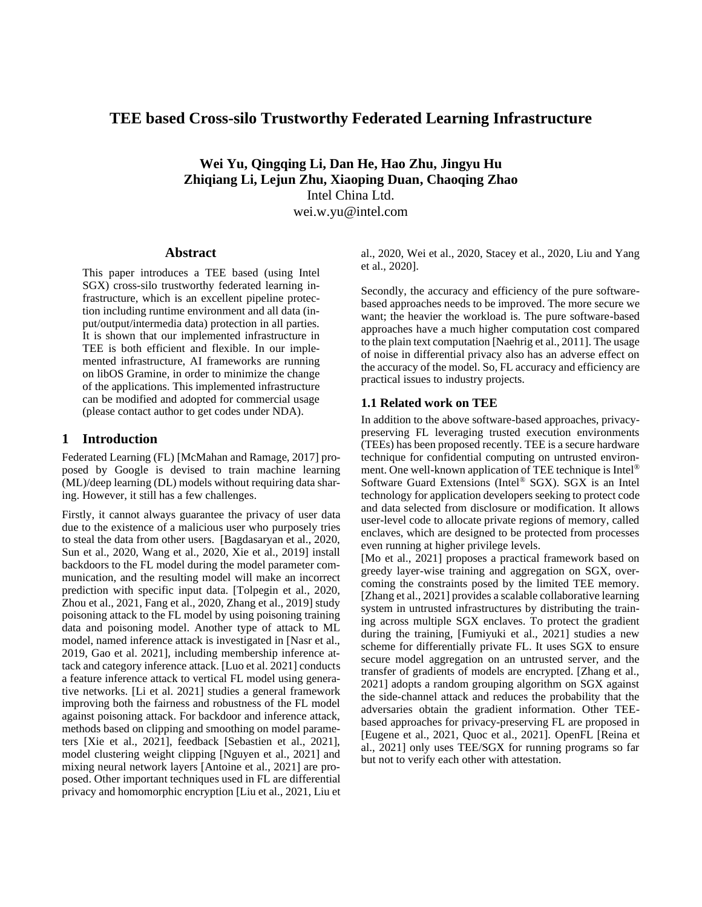# TEE based Cross-silo Trustworthy Federated Learning Infrastructure

**Wei Yu, Qingqing Li, Dan He, Hao Zhu, Jingyu Hu**
**Zhiqiang Li, Lejun Zhu, Xiaoping Duan, Chaoqing Zhao**
Intel China Ltd.
wei.w.yu@intel.com

## Abstract

This paper introduces a TEE based (using Intel SGX) cross-silo trustworthy federated learning infrastructure, which is an excellent pipeline protection including runtime environment and all data (input/output/intermedia data) protection in all parties. It is shown that our implemented infrastructure in TEE is both efficient and flexible. In our implemented infrastructure, AI frameworks are running on libOS Gramine, in order to minimize the change of the applications. This implemented infrastructure can be modified and adopted for commercial usage (please contact author to get codes under NDA).

## 1 Introduction

Federated Learning (FL) [McMahan and Ramage, 2017] proposed by Google is devised to train machine learning (ML)/deep learning (DL) models without requiring data sharing. However, it still has a few challenges.

Firstly, it cannot always guarantee the privacy of user data due to the existence of a malicious user who purposely tries to steal the data from other users. [Bagdasaryan et al., 2020, Sun et al., 2020, Wang et al., 2020, Xie et al., 2019] install backdoors to the FL model during the model parameter communication, and the resulting model will make an incorrect prediction with specific input data. [Tolpegin et al., 2020, Zhou et al., 2021, Fang et al., 2020, Zhang et al., 2019] study poisoning attack to the FL model by using poisoning training data and poisoning model. Another type of attack to ML model, named inference attack is investigated in [Nasr et al., 2019, Gao et al. 2021], including membership inference attack and category inference attack. [Luo et al. 2021] conducts a feature inference attack to vertical FL model using generative networks. [Li et al. 2021] studies a general framework improving both the fairness and robustness of the FL model against poisoning attack. For backdoor and inference attack, methods based on clipping and smoothing on model parameters [Xie et al., 2021], feedback [Sebastien et al., 2021], model clustering weight clipping [Nguyen et al., 2021] and mixing neural network layers [Antoine et al., 2021] are proposed. Other important techniques used in FL are differential privacy and homomorphic encryption [Liu et al., 2021, Liu et al., 2020, Wei et al., 2020, Stacey et al., 2020, Liu and Yang et al., 2020].

Secondly, the accuracy and efficiency of the pure software-based approaches needs to be improved. The more secure we want; the heavier the workload is. The pure software-based approaches have a much higher computation cost compared to the plain text computation [Naehrig et al., 2011]. The usage of noise in differential privacy also has an adverse effect on the accuracy of the model. So, FL accuracy and efficiency are practical issues to industry projects.

### 1.1 Related work on TEE

In addition to the above software-based approaches, privacy-preserving FL leveraging trusted execution environments (TEEs) has been proposed recently. TEE is a secure hardware technique for confidential computing on untrusted environment. One well-known application of TEE technique is Intel® Software Guard Extensions (Intel® SGX). SGX is an Intel technology for application developers seeking to protect code and data selected from disclosure or modification. It allows user-level code to allocate private regions of memory, called enclaves, which are designed to be protected from processes even running at higher privilege levels.

[Mo et al., 2021] proposes a practical framework based on greedy layer-wise training and aggregation on SGX, overcoming the constraints posed by the limited TEE memory. [Zhang et al., 2021] provides a scalable collaborative learning system in untrusted infrastructures by distributing the training across multiple SGX enclaves. To protect the gradient during the training, [Fumiyuki et al., 2021] studies a new scheme for differentially private FL. It uses SGX to ensure secure model aggregation on an untrusted server, and the transfer of gradients of models are encrypted. [Zhang et al., 2021] adopts a random grouping algorithm on SGX against the side-channel attack and reduces the probability that the adversaries obtain the gradient information. Other TEE-based approaches for privacy-preserving FL are proposed in [Eugene et al., 2021, Quoc et al., 2021]. OpenFL [Reina et al., 2021] only uses TEE/SGX for running programs so far but not to verify each other with attestation.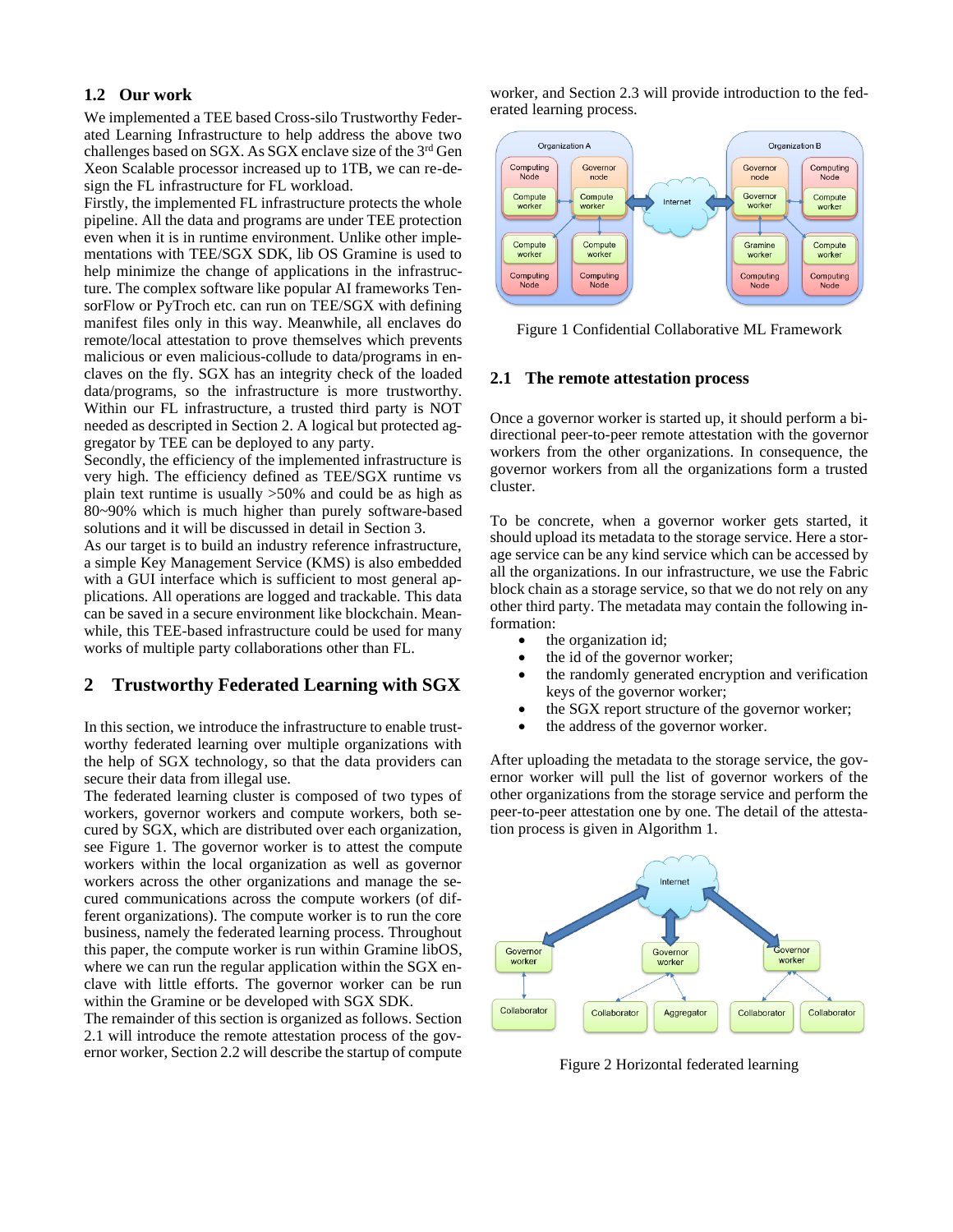## 1.2 Our work

We implemented a TEE based Cross-silo Trustworthy Federated Learning Infrastructure to help address the above two challenges based on SGX. As SGX enclave size of the 3rd Gen Xeon Scalable processor increased up to 1TB, we can re-design the FL infrastructure for FL workload.

Firstly, the implemented FL infrastructure protects the whole pipeline. All the data and programs are under TEE protection even when it is in runtime environment. Unlike other implementations with TEE/SGX SDK, lib OS Gramine is used to help minimize the change of applications in the infrastructure. The complex software like popular AI frameworks TensorFlow or PyTroch etc. can run on TEE/SGX with defining manifest files only in this way. Meanwhile, all enclaves do remote/local attestation to prove themselves which prevents malicious or even malicious-collude to data/programs in enclaves on the fly. SGX has an integrity check of the loaded data/programs, so the infrastructure is more trustworthy. Within our FL infrastructure, a trusted third party is NOT needed as descripted in Section 2. A logical but protected aggregator by TEE can be deployed to any party.

Secondly, the efficiency of the implemented infrastructure is very high. The efficiency defined as TEE/SGX runtime vs plain text runtime is usually >50% and could be as high as 80~90% which is much higher than purely software-based solutions and it will be discussed in detail in Section 3.

As our target is to build an industry reference infrastructure, a simple Key Management Service (KMS) is also embedded with a GUI interface which is sufficient to most general applications. All operations are logged and trackable. This data can be saved in a secure environment like blockchain. Meanwhile, this TEE-based infrastructure could be used for many works of multiple party collaborations other than FL.

# 2 Trustworthy Federated Learning with SGX

In this section, we introduce the infrastructure to enable trustworthy federated learning over multiple organizations with the help of SGX technology, so that the data providers can secure their data from illegal use.

The federated learning cluster is composed of two types of workers, governor workers and compute workers, both secured by SGX, which are distributed over each organization, see Figure 1. The governor worker is to attest the compute workers within the local organization as well as governor workers across the other organizations and manage the secured communications across the compute workers (of different organizations). The compute worker is to run the core business, namely the federated learning process. Throughout this paper, the compute worker is run within Gramine libOS, where we can run the regular application within the SGX enclave with little efforts. The governor worker can be run within the Gramine or be developed with SGX SDK.

The remainder of this section is organized as follows. Section 2.1 will introduce the remote attestation process of the governor worker, Section 2.2 will describe the startup of compute worker, and Section 2.3 will provide introduction to the federated learning process.

Figure 1 Confidential Collaborative ML Framework

## 2.1 The remote attestation process

Once a governor worker is started up, it should perform a bi-directional peer-to-peer remote attestation with the governor workers from the other organizations. In consequence, the governor workers from all the organizations form a trusted cluster.

To be concrete, when a governor worker gets started, it should upload its metadata to the storage service. Here a storage service can be any kind service which can be accessed by all the organizations. In our infrastructure, we use the Fabric block chain as a storage service, so that we do not rely on any other third party. The metadata may contain the following information:

- the organization id;
- the id of the governor worker;
- the randomly generated encryption and verification keys of the governor worker;
- the SGX report structure of the governor worker;
- the address of the governor worker.

After uploading the metadata to the storage service, the governor worker will pull the list of governor workers of the other organizations from the storage service and perform the peer-to-peer attestation one by one. The detail of the attestation process is given in Algorithm 1.

Figure 2 Horizontal federated learning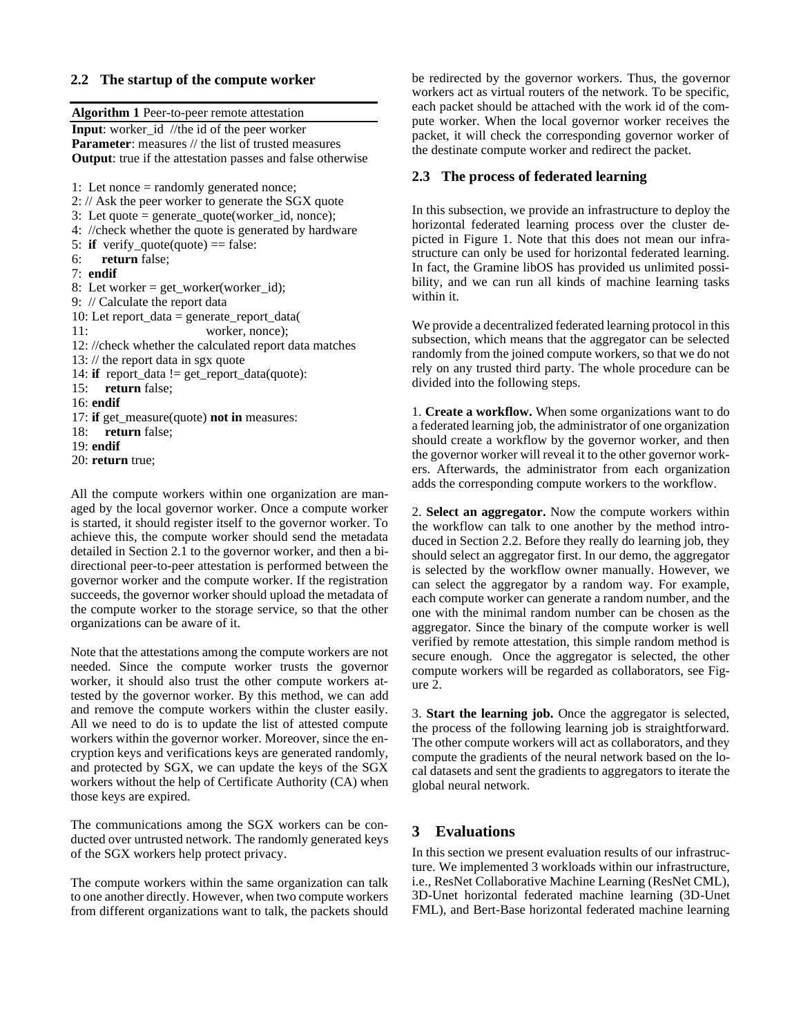### 2.2 The startup of the compute worker

**Algorithm 1** Peer-to-peer remote attestation

**Input**: worker_id //the id of the peer worker
**Parameter**: measures // the list of trusted measures
**Output**: true if the attestation passes and false otherwise

```
1:  Let nonce = randomly generated nonce;
2:  // Ask the peer worker to generate the SGX quote
3:  Let quote = generate_quote(worker_id, nonce);
4:  //check whether the quote is generated by hardware
5:  if verify_quote(quote) == false:
6:      return false;
7:  endif
8:  Let worker = get_worker(worker_id);
9:  // Calculate the report data
10: Let report_data = generate_report_data(
11:                       worker, nonce);
12: //check whether the calculated report data matches
13: // the report data in sgx quote
14: if report_data != get_report_data(quote):
15:     return false;
16: endif
17: if get_measure(quote) not in measures:
18:     return false;
19: endif
20: return true;
```

All the compute workers within one organization are managed by the local governor worker. Once a compute worker is started, it should register itself to the governor worker. To achieve this, the compute worker should send the metadata detailed in Section 2.1 to the governor worker, and then a bi-directional peer-to-peer attestation is performed between the governor worker and the compute worker. If the registration succeeds, the governor worker should upload the metadata of the compute worker to the storage service, so that the other organizations can be aware of it.

Note that the attestations among the compute workers are not needed. Since the compute worker trusts the governor worker, it should also trust the other compute workers attested by the governor worker. By this method, we can add and remove the compute workers within the cluster easily. All we need to do is to update the list of attested compute workers within the governor worker. Moreover, since the encryption keys and verifications keys are generated randomly, and protected by SGX, we can update the keys of the SGX workers without the help of Certificate Authority (CA) when those keys are expired.

The communications among the SGX workers can be conducted over untrusted network. The randomly generated keys of the SGX workers help protect privacy.

The compute workers within the same organization can talk to one another directly. However, when two compute workers from different organizations want to talk, the packets should be redirected by the governor workers. Thus, the governor workers act as virtual routers of the network. To be specific, each packet should be attached with the work id of the compute worker. When the local governor worker receives the packet, it will check the corresponding governor worker of the destinate compute worker and redirect the packet.

### 2.3 The process of federated learning

In this subsection, we provide an infrastructure to deploy the horizontal federated learning process over the cluster depicted in Figure 1. Note that this does not mean our infrastructure can only be used for horizontal federated learning. In fact, the Gramine libOS has provided us unlimited possibility, and we can run all kinds of machine learning tasks within it.

We provide a decentralized federated learning protocol in this subsection, which means that the aggregator can be selected randomly from the joined compute workers, so that we do not rely on any trusted third party. The whole procedure can be divided into the following steps.

1. **Create a workflow.** When some organizations want to do a federated learning job, the administrator of one organization should create a workflow by the governor worker, and then the governor worker will reveal it to the other governor workers. Afterwards, the administrator from each organization adds the corresponding compute workers to the workflow.

2. **Select an aggregator.** Now the compute workers within the workflow can talk to one another by the method introduced in Section 2.2. Before they really do learning job, they should select an aggregator first. In our demo, the aggregator is selected by the workflow owner manually. However, we can select the aggregator by a random way. For example, each compute worker can generate a random number, and the one with the minimal random number can be chosen as the aggregator. Since the binary of the compute worker is well verified by remote attestation, this simple random method is secure enough. Once the aggregator is selected, the other compute workers will be regarded as collaborators, see Figure 2.

3. **Start the learning job.** Once the aggregator is selected, the process of the following learning job is straightforward. The other compute workers will act as collaborators, and they compute the gradients of the neural network based on the local datasets and sent the gradients to aggregators to iterate the global neural network.

## 3 Evaluations

In this section we present evaluation results of our infrastructure. We implemented 3 workloads within our infrastructure, i.e., ResNet Collaborative Machine Learning (ResNet CML), 3D-Unet horizontal federated machine learning (3D-Unet FML), and Bert-Base horizontal federated machine learning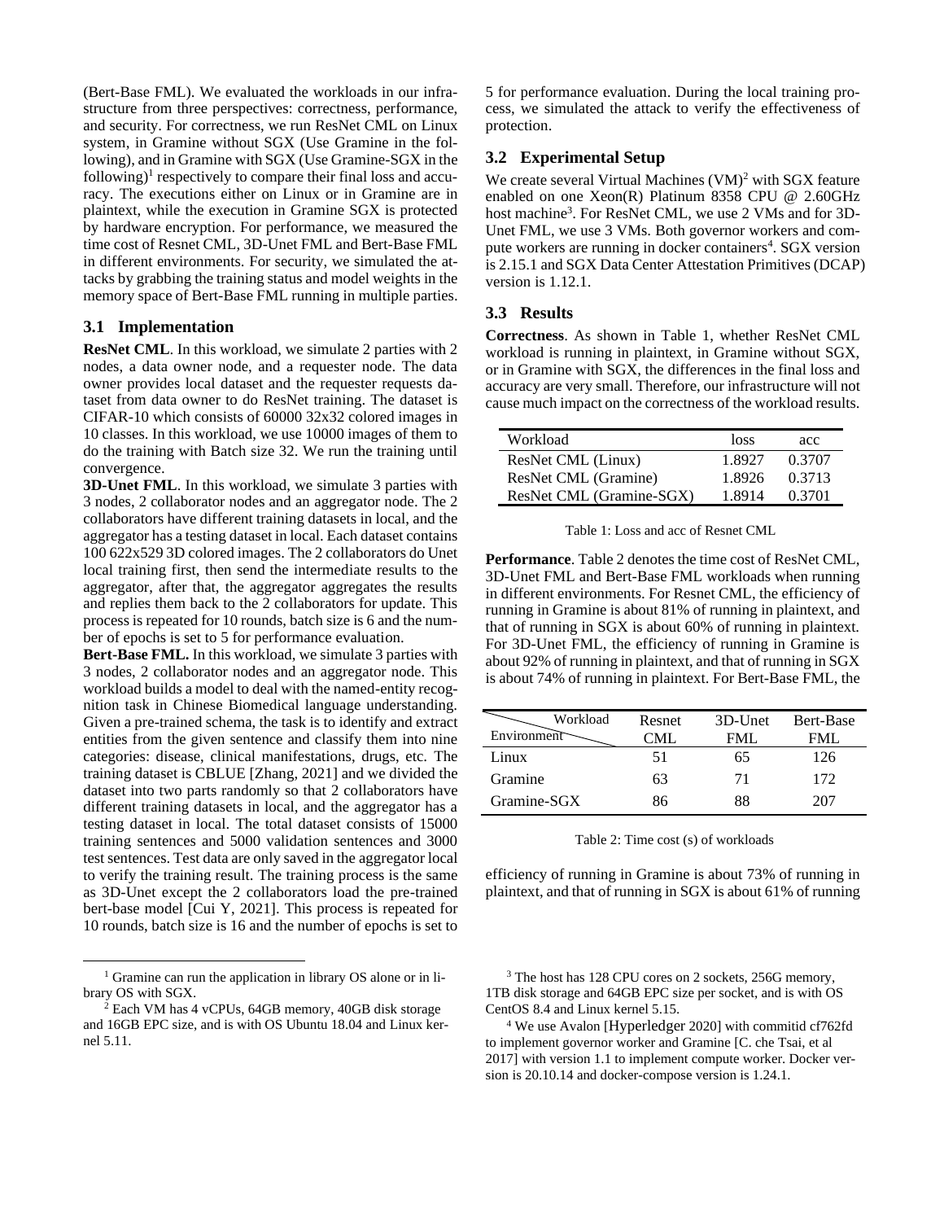(Bert-Base FML). We evaluated the workloads in our infrastructure from three perspectives: correctness, performance, and security. For correctness, we run ResNet CML on Linux system, in Gramine without SGX (Use Gramine in the following), and in Gramine with SGX (Use Gramine-SGX in the following)[1] respectively to compare their final loss and accuracy. The executions either on Linux or in Gramine are in plaintext, while the execution in Gramine SGX is protected by hardware encryption. For performance, we measured the time cost of Resnet CML, 3D-Unet FML and Bert-Base FML in different environments. For security, we simulated the attacks by grabbing the training status and model weights in the memory space of Bert-Base FML running in multiple parties.

### 3.1 Implementation

**ResNet CML**. In this workload, we simulate 2 parties with 2 nodes, a data owner node, and a requester node. The data owner provides local dataset and the requester requests dataset from data owner to do ResNet training. The dataset is CIFAR-10 which consists of 60000 32x32 colored images in 10 classes. In this workload, we use 10000 images of them to do the training with Batch size 32. We run the training until convergence.

**3D-Unet FML**. In this workload, we simulate 3 parties with 3 nodes, 2 collaborator nodes and an aggregator node. The 2 collaborators have different training datasets in local, and the aggregator has a testing dataset in local. Each dataset contains 100 622x529 3D colored images. The 2 collaborators do Unet local training first, then send the intermediate results to the aggregator, after that, the aggregator aggregates the results and replies them back to the 2 collaborators for update. This process is repeated for 10 rounds, batch size is 6 and the number of epochs is set to 5 for performance evaluation.

**Bert-Base FML.** In this workload, we simulate 3 parties with 3 nodes, 2 collaborator nodes and an aggregator node. This workload builds a model to deal with the named-entity recognition task in Chinese Biomedical language understanding. Given a pre-trained schema, the task is to identify and extract entities from the given sentence and classify them into nine categories: disease, clinical manifestations, drugs, etc. The training dataset is CBLUE [Zhang, 2021] and we divided the dataset into two parts randomly so that 2 collaborators have different training datasets in local, and the aggregator has a testing dataset in local. The total dataset consists of 15000 training sentences and 5000 validation sentences and 3000 test sentences. Test data are only saved in the aggregator local to verify the training result. The training process is the same as 3D-Unet except the 2 collaborators load the pre-trained bert-base model [Cui Y, 2021]. This process is repeated for 10 rounds, batch size is 16 and the number of epochs is set to 5 for performance evaluation. During the local training process, we simulated the attack to verify the effectiveness of protection.

### 3.2 Experimental Setup

We create several Virtual Machines (VM)[2] with SGX feature enabled on one Xeon(R) Platinum 8358 CPU @ 2.60GHz host machine[3]. For ResNet CML, we use 2 VMs and for 3D-Unet FML, we use 3 VMs. Both governor workers and compute workers are running in docker containers[4]. SGX version is 2.15.1 and SGX Data Center Attestation Primitives (DCAP) version is 1.12.1.

### 3.3 Results

**Correctness**. As shown in Table 1, whether ResNet CML workload is running in plaintext, in Gramine without SGX, or in Gramine with SGX, the differences in the final loss and accuracy are very small. Therefore, our infrastructure will not cause much impact on the correctness of the workload results.

| Workload | loss | acc |
|---|---|---|
| ResNet CML (Linux) | 1.8927 | 0.3707 |
| ResNet CML (Gramine) | 1.8926 | 0.3713 |
| ResNet CML (Gramine-SGX) | 1.8914 | 0.3701 |

Table 1: Loss and acc of Resnet CML

**Performance**. Table 2 denotes the time cost of ResNet CML, 3D-Unet FML and Bert-Base FML workloads when running in different environments. For Resnet CML, the efficiency of running in Gramine is about 81% of running in plaintext, and that of running in SGX is about 60% of running in plaintext. For 3D-Unet FML, the efficiency of running in Gramine is about 92% of running in plaintext, and that of running in SGX is about 74% of running in plaintext. For Bert-Base FML, the efficiency of running in Gramine is about 73% of running in plaintext, and that of running in SGX is about 61% of running

| Environment \ Workload | Resnet CML | 3D-Unet FML | Bert-Base FML |
|---|---|---|---|
| Linux | 51 | 65 | 126 |
| Gramine | 63 | 71 | 172 |
| Gramine-SGX | 86 | 88 | 207 |

Table 2: Time cost (s) of workloads

[1] Gramine can run the application in library OS alone or in library OS with SGX.

[2] Each VM has 4 vCPUs, 64GB memory, 40GB disk storage and 16GB EPC size, and is with OS Ubuntu 18.04 and Linux kernel 5.11.

[3] The host has 128 CPU cores on 2 sockets, 256G memory, 1TB disk storage and 64GB EPC size per socket, and is with OS CentOS 8.4 and Linux kernel 5.15.

[4] We use Avalon [Hyperledger 2020] with commitid cf762fd to implement governor worker and Gramine [C. che Tsai, et al 2017] with version 1.1 to implement compute worker. Docker version is 20.10.14 and docker-compose version is 1.24.1.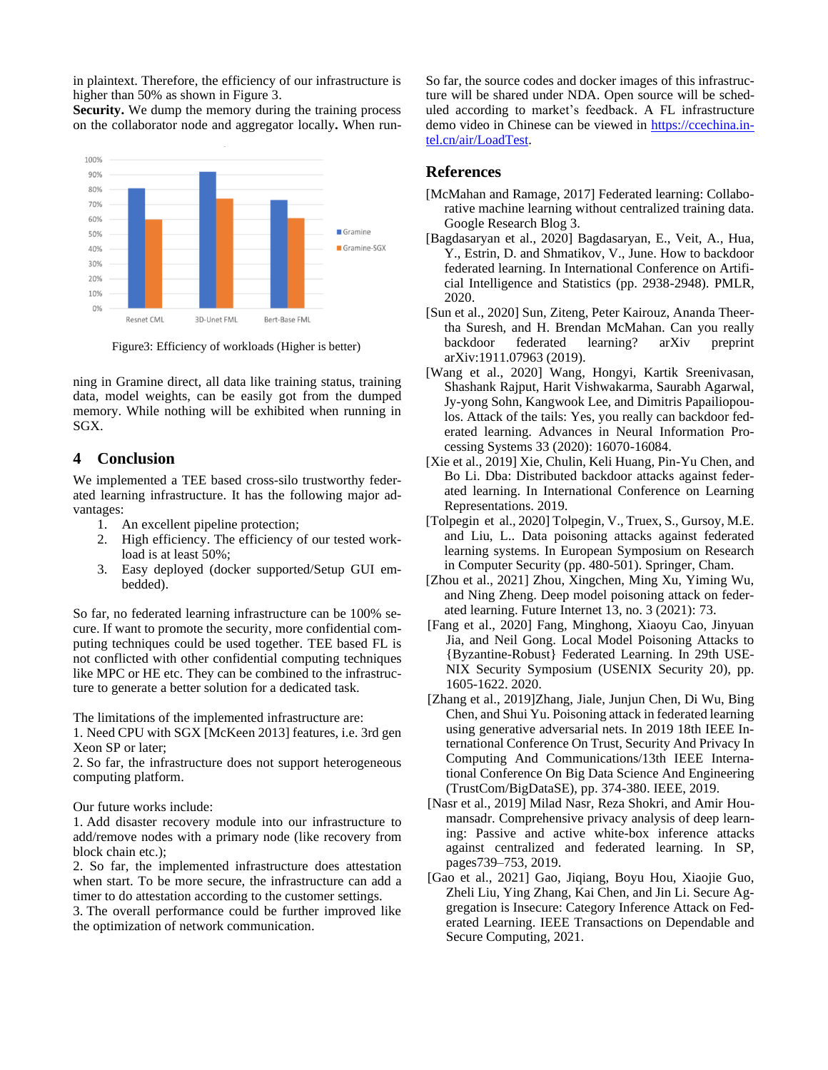in plaintext. Therefore, the efficiency of our infrastructure is higher than 50% as shown in Figure 3.

**Security.** We dump the memory during the training process on the collaborator node and aggregator locally**.** When running in Gramine direct, all data like training status, training data, model weights, can be easily got from the dumped memory. While nothing will be exhibited when running in SGX.

Figure3: Efficiency of workloads (Higher is better)

## 4 Conclusion

We implemented a TEE based cross-silo trustworthy federated learning infrastructure. It has the following major advantages:

1. An excellent pipeline protection;
2. High efficiency. The efficiency of our tested workload is at least 50%;
3. Easy deployed (docker supported/Setup GUI embedded).

So far, no federated learning infrastructure can be 100% secure. If want to promote the security, more confidential computing techniques could be used together. TEE based FL is not conflicted with other confidential computing techniques like MPC or HE etc. They can be combined to the infrastructure to generate a better solution for a dedicated task.

The limitations of the implemented infrastructure are:
1. Need CPU with SGX [McKeen 2013] features, i.e. 3rd gen Xeon SP or later;
2. So far, the infrastructure does not support heterogeneous computing platform.

Our future works include:
1. Add disaster recovery module into our infrastructure to add/remove nodes with a primary node (like recovery from block chain etc.);
2. So far, the implemented infrastructure does attestation when start. To be more secure, the infrastructure can add a timer to do attestation according to the customer settings.
3. The overall performance could be further improved like the optimization of network communication.

So far, the source codes and docker images of this infrastructure will be shared under NDA. Open source will be scheduled according to market's feedback. A FL infrastructure demo video in Chinese can be viewed in https://ccechina.intel.cn/air/LoadTest.

## References

[McMahan and Ramage, 2017] Federated learning: Collaborative machine learning without centralized training data. Google Research Blog 3.

[Bagdasaryan et al., 2020] Bagdasaryan, E., Veit, A., Hua, Y., Estrin, D. and Shmatikov, V., June. How to backdoor federated learning. In International Conference on Artificial Intelligence and Statistics (pp. 2938-2948). PMLR, 2020.

[Sun et al., 2020] Sun, Ziteng, Peter Kairouz, Ananda Theertha Suresh, and H. Brendan McMahan. Can you really backdoor federated learning? arXiv preprint arXiv:1911.07963 (2019).

[Wang et al., 2020] Wang, Hongyi, Kartik Sreenivasan, Shashank Rajput, Harit Vishwakarma, Saurabh Agarwal, Jy-yong Sohn, Kangwook Lee, and Dimitris Papailiopoulos. Attack of the tails: Yes, you really can backdoor federated learning. Advances in Neural Information Processing Systems 33 (2020): 16070-16084.

[Xie et al., 2019] Xie, Chulin, Keli Huang, Pin-Yu Chen, and Bo Li. Dba: Distributed backdoor attacks against federated learning. In International Conference on Learning Representations. 2019.

[Tolpegin et al., 2020] Tolpegin, V., Truex, S., Gursoy, M.E. and Liu, L.. Data poisoning attacks against federated learning systems. In European Symposium on Research in Computer Security (pp. 480-501). Springer, Cham.

[Zhou et al., 2021] Zhou, Xingchen, Ming Xu, Yiming Wu, and Ning Zheng. Deep model poisoning attack on federated learning. Future Internet 13, no. 3 (2021): 73.

[Fang et al., 2020] Fang, Minghong, Xiaoyu Cao, Jinyuan Jia, and Neil Gong. Local Model Poisoning Attacks to {Byzantine-Robust} Federated Learning. In 29th USENIX Security Symposium (USENIX Security 20), pp. 1605-1622. 2020.

[Zhang et al., 2019]Zhang, Jiale, Junjun Chen, Di Wu, Bing Chen, and Shui Yu. Poisoning attack in federated learning using generative adversarial nets. In 2019 18th IEEE International Conference On Trust, Security And Privacy In Computing And Communications/13th IEEE International Conference On Big Data Science And Engineering (TrustCom/BigDataSE), pp. 374-380. IEEE, 2019.

[Nasr et al., 2019] Milad Nasr, Reza Shokri, and Amir Houmansadr. Comprehensive privacy analysis of deep learning: Passive and active white-box inference attacks against centralized and federated learning. In SP, pages739–753, 2019.

[Gao et al., 2021] Gao, Jiqiang, Boyu Hou, Xiaojie Guo, Zheli Liu, Ying Zhang, Kai Chen, and Jin Li. Secure Aggregation is Insecure: Category Inference Attack on Federated Learning. IEEE Transactions on Dependable and Secure Computing, 2021.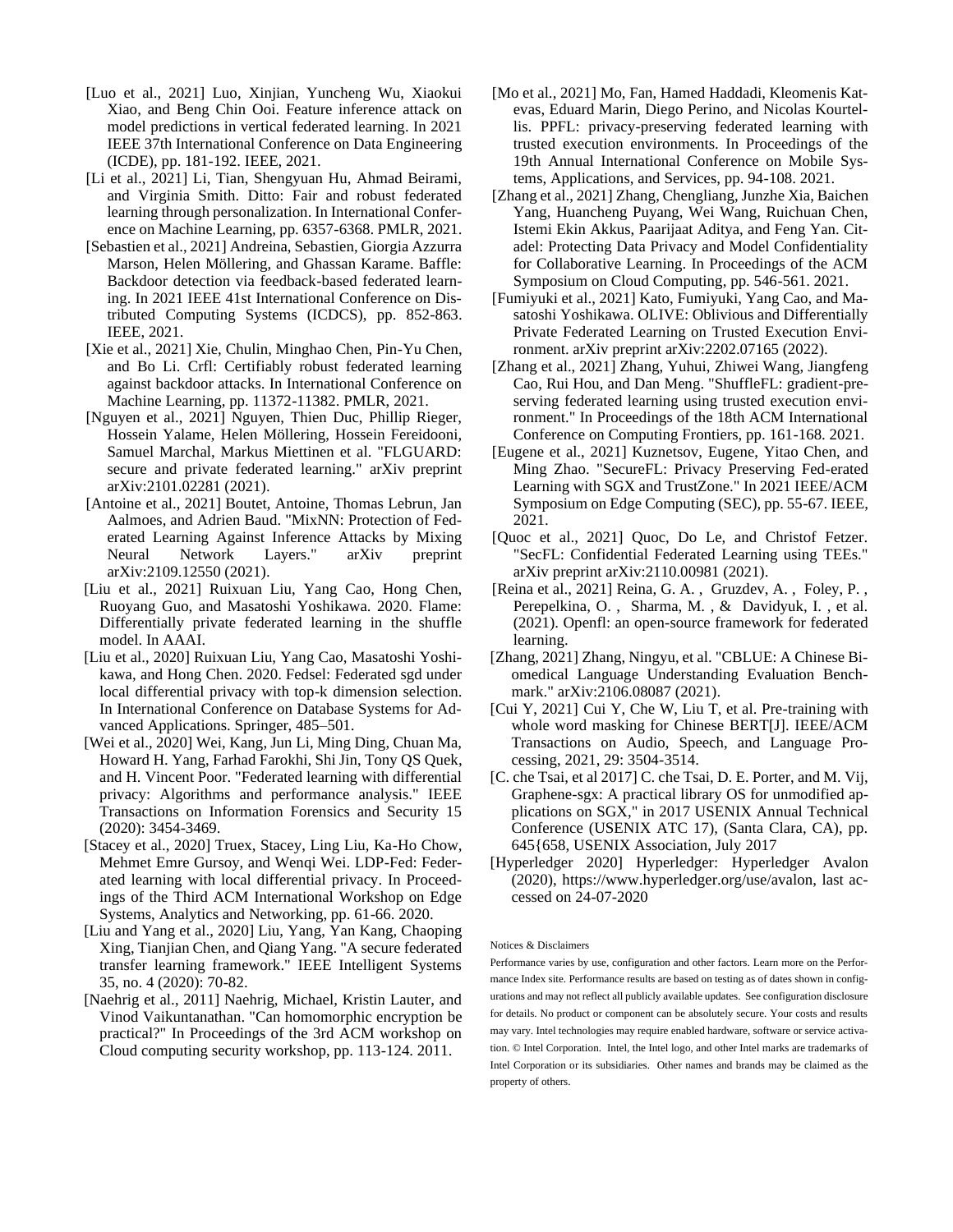[Luo et al., 2021] Luo, Xinjian, Yuncheng Wu, Xiaokui Xiao, and Beng Chin Ooi. Feature inference attack on model predictions in vertical federated learning. In 2021 IEEE 37th International Conference on Data Engineering (ICDE), pp. 181-192. IEEE, 2021.

[Li et al., 2021] Li, Tian, Shengyuan Hu, Ahmad Beirami, and Virginia Smith. Ditto: Fair and robust federated learning through personalization. In International Conference on Machine Learning, pp. 6357-6368. PMLR, 2021.

[Sebastien et al., 2021] Andreina, Sebastien, Giorgia Azzurra Marson, Helen Möllering, and Ghassan Karame. Baffle: Backdoor detection via feedback-based federated learning. In 2021 IEEE 41st International Conference on Distributed Computing Systems (ICDCS), pp. 852-863. IEEE, 2021.

[Xie et al., 2021] Xie, Chulin, Minghao Chen, Pin-Yu Chen, and Bo Li. Crfl: Certifiably robust federated learning against backdoor attacks. In International Conference on Machine Learning, pp. 11372-11382. PMLR, 2021.

[Nguyen et al., 2021] Nguyen, Thien Duc, Phillip Rieger, Hossein Yalame, Helen Möllering, Hossein Fereidooni, Samuel Marchal, Markus Miettinen et al. "FLGUARD: secure and private federated learning." arXiv preprint arXiv:2101.02281 (2021).

[Antoine et al., 2021] Boutet, Antoine, Thomas Lebrun, Jan Aalmoes, and Adrien Baud. "MixNN: Protection of Federated Learning Against Inference Attacks by Mixing Neural Network Layers." arXiv preprint arXiv:2109.12550 (2021).

[Liu et al., 2021] Ruixuan Liu, Yang Cao, Hong Chen, Ruoyang Guo, and Masatoshi Yoshikawa. 2020. Flame: Differentially private federated learning in the shuffle model. In AAAI.

[Liu et al., 2020] Ruixuan Liu, Yang Cao, Masatoshi Yoshikawa, and Hong Chen. 2020. Fedsel: Federated sgd under local differential privacy with top-k dimension selection. In International Conference on Database Systems for Advanced Applications. Springer, 485–501.

[Wei et al., 2020] Wei, Kang, Jun Li, Ming Ding, Chuan Ma, Howard H. Yang, Farhad Farokhi, Shi Jin, Tony QS Quek, and H. Vincent Poor. "Federated learning with differential privacy: Algorithms and performance analysis." IEEE Transactions on Information Forensics and Security 15 (2020): 3454-3469.

[Stacey et al., 2020] Truex, Stacey, Ling Liu, Ka-Ho Chow, Mehmet Emre Gursoy, and Wenqi Wei. LDP-Fed: Federated learning with local differential privacy. In Proceedings of the Third ACM International Workshop on Edge Systems, Analytics and Networking, pp. 61-66. 2020.

[Liu and Yang et al., 2020] Liu, Yang, Yan Kang, Chaoping Xing, Tianjian Chen, and Qiang Yang. "A secure federated transfer learning framework." IEEE Intelligent Systems 35, no. 4 (2020): 70-82.

[Naehrig et al., 2011] Naehrig, Michael, Kristin Lauter, and Vinod Vaikuntanathan. "Can homomorphic encryption be practical?" In Proceedings of the 3rd ACM workshop on Cloud computing security workshop, pp. 113-124. 2011.

[Mo et al., 2021] Mo, Fan, Hamed Haddadi, Kleomenis Katevas, Eduard Marin, Diego Perino, and Nicolas Kourtellis. PPFL: privacy-preserving federated learning with trusted execution environments. In Proceedings of the 19th Annual International Conference on Mobile Systems, Applications, and Services, pp. 94-108. 2021.

[Zhang et al., 2021] Zhang, Chengliang, Junzhe Xia, Baichen Yang, Huancheng Puyang, Wei Wang, Ruichuan Chen, Istemi Ekin Akkus, Paarijaat Aditya, and Feng Yan. Citadel: Protecting Data Privacy and Model Confidentiality for Collaborative Learning. In Proceedings of the ACM Symposium on Cloud Computing, pp. 546-561. 2021.

[Fumiyuki et al., 2021] Kato, Fumiyuki, Yang Cao, and Masatoshi Yoshikawa. OLIVE: Oblivious and Differentially Private Federated Learning on Trusted Execution Environment. arXiv preprint arXiv:2202.07165 (2022).

[Zhang et al., 2021] Zhang, Yuhui, Zhiwei Wang, Jiangfeng Cao, Rui Hou, and Dan Meng. "ShuffleFL: gradient-preserving federated learning using trusted execution environment." In Proceedings of the 18th ACM International Conference on Computing Frontiers, pp. 161-168. 2021.

[Eugene et al., 2021] Kuznetsov, Eugene, Yitao Chen, and Ming Zhao. "SecureFL: Privacy Preserving Fed-erated Learning with SGX and TrustZone." In 2021 IEEE/ACM Symposium on Edge Computing (SEC), pp. 55-67. IEEE, 2021.

[Quoc et al., 2021] Quoc, Do Le, and Christof Fetzer. "SecFL: Confidential Federated Learning using TEEs." arXiv preprint arXiv:2110.00981 (2021).

[Reina et al., 2021] Reina, G. A. , Gruzdev, A. , Foley, P. , Perepelkina, O. , Sharma, M. , & Davidyuk, I. , et al. (2021). Openfl: an open-source framework for federated learning.

[Zhang, 2021] Zhang, Ningyu, et al. "CBLUE: A Chinese Biomedical Language Understanding Evaluation Benchmark." arXiv:2106.08087 (2021).

[Cui Y, 2021] Cui Y, Che W, Liu T, et al. Pre-training with whole word masking for Chinese BERT[J]. IEEE/ACM Transactions on Audio, Speech, and Language Processing, 2021, 29: 3504-3514.

[C. che Tsai, et al 2017] C. che Tsai, D. E. Porter, and M. Vij, Graphene-sgx: A practical library OS for unmodified applications on SGX," in 2017 USENIX Annual Technical Conference (USENIX ATC 17), (Santa Clara, CA), pp. 645{658, USENIX Association, July 2017

[Hyperledger 2020] Hyperledger: Hyperledger Avalon (2020), https://www.hyperledger.org/use/avalon, last accessed on 24-07-2020

Notices & Disclaimers

Performance varies by use, configuration and other factors. Learn more on the Performance Index site. Performance results are based on testing as of dates shown in configurations and may not reflect all publicly available updates. See configuration disclosure for details. No product or component can be absolutely secure. Your costs and results may vary. Intel technologies may require enabled hardware, software or service activation. © Intel Corporation. Intel, the Intel logo, and other Intel marks are trademarks of Intel Corporation or its subsidiaries. Other names and brands may be claimed as the property of others.